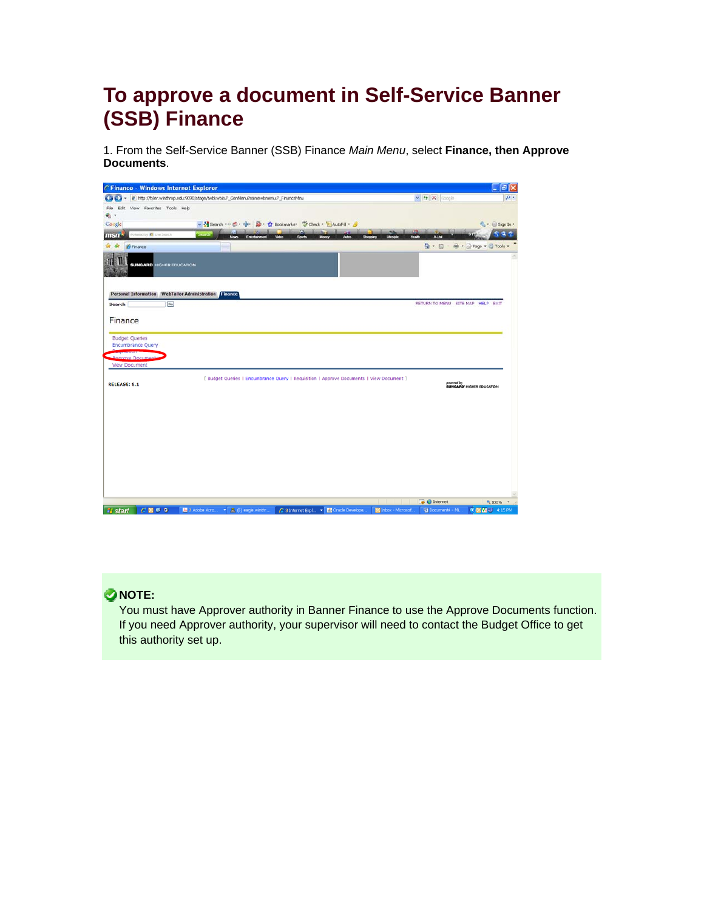# To approve a document in Self-Service Banner (SSB) Finance

1. From the Self-Service Banner (SSB) Finance *Main Menu*, select **Finance, then Approve Documents**.

**NOTE:**
You must have Approver authority in Banner Finance to use the Approve Documents function. If you need Approver authority, your supervisor will need to contact the Budget Office to get this authority set up.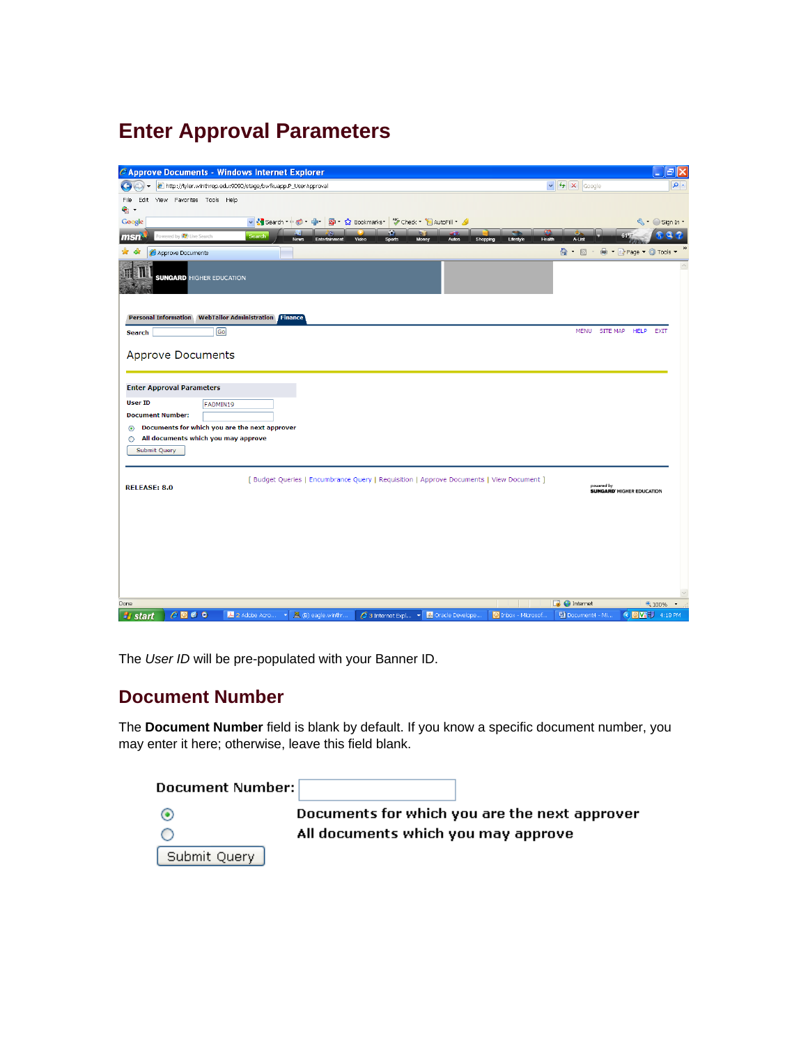## Enter Approval Parameters

The *User ID* will be pre-populated with your Banner ID.

## Document Number

The **Document Number** field is blank by default. If you know a specific document number, you may enter it here; otherwise, leave this field blank.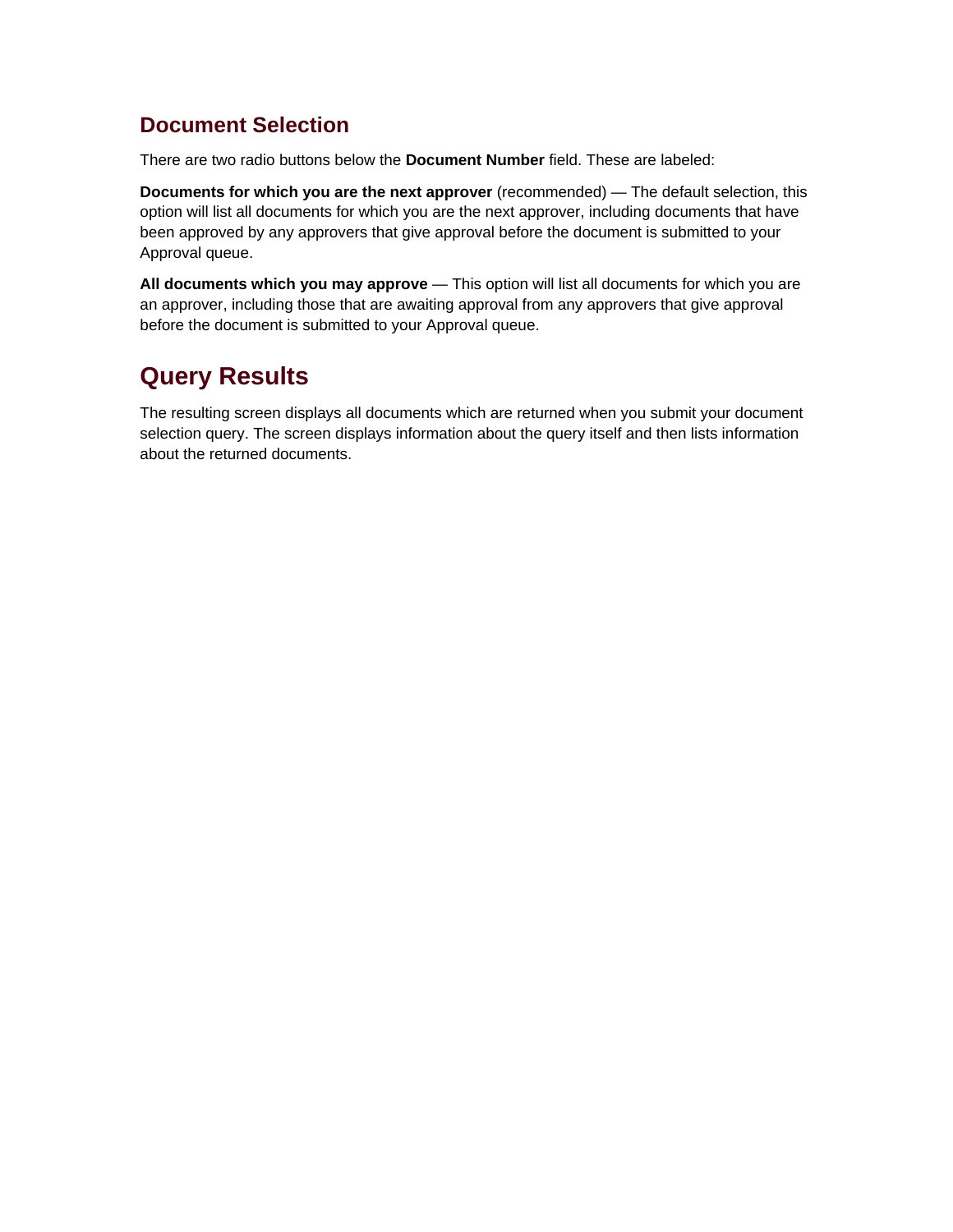### Document Selection

There are two radio buttons below the **Document Number** field. These are labeled:

**Documents for which you are the next approver** (recommended) — The default selection, this option will list all documents for which you are the next approver, including documents that have been approved by any approvers that give approval before the document is submitted to your Approval queue.

**All documents which you may approve** — This option will list all documents for which you are an approver, including those that are awaiting approval from any approvers that give approval before the document is submitted to your Approval queue.

## Query Results

The resulting screen displays all documents which are returned when you submit your document selection query. The screen displays information about the query itself and then lists information about the returned documents.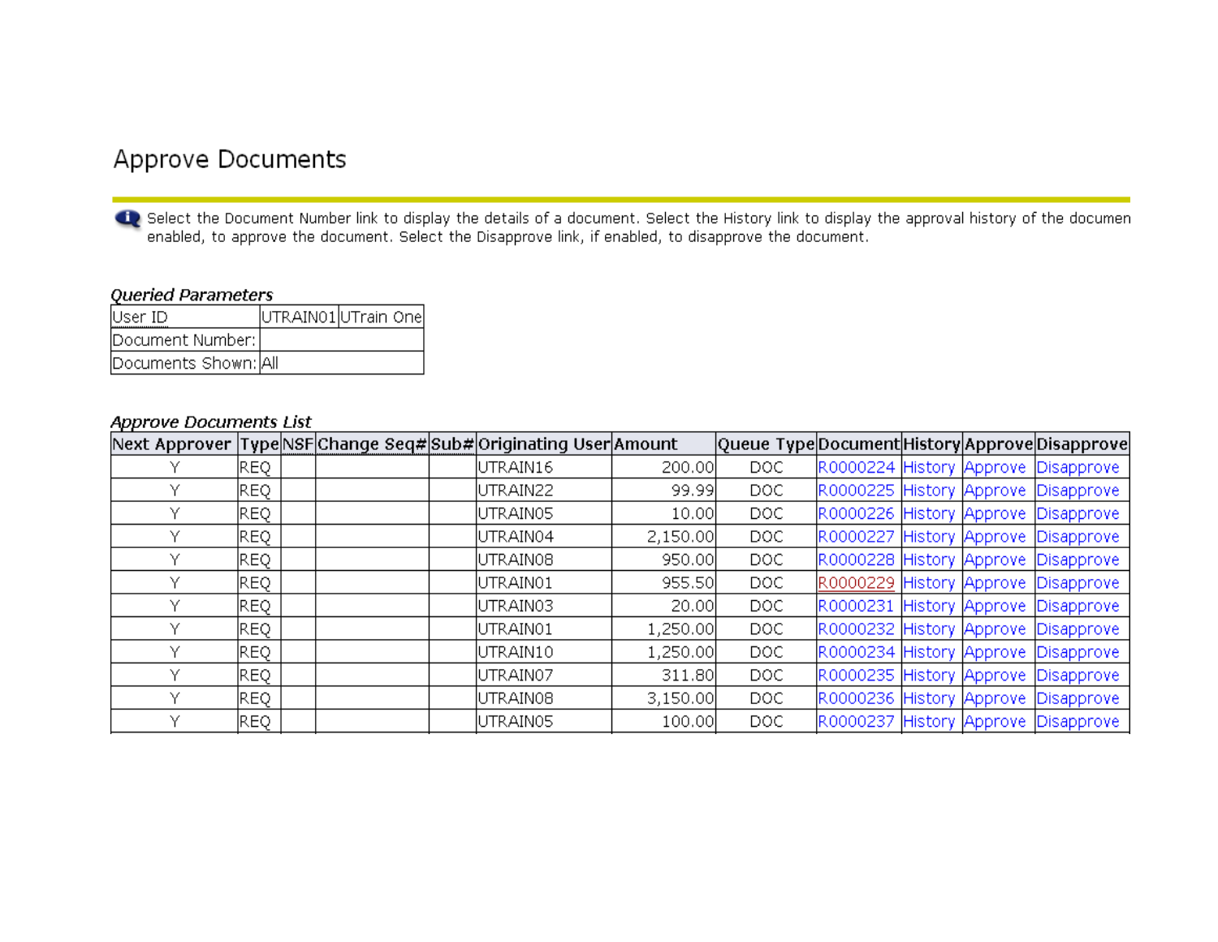# Approve Documents

Select the Document Number link to display the details of a document. Select the History link to display the approval history of the documen enabled, to approve the document. Select the Disapprove link, if enabled, to disapprove the document.

*Queried Parameters*

| User ID | UTRAIN01 | UTrain One |
|---|---|---|
| Document Number: | | |
| Documents Shown: | All | |

*Approve Documents List*

| Next Approver | Type | NSF | Change Seq# | Sub# | Originating User | Amount | Queue Type | Document | History | Approve | Disapprove |
|---|---|---|---|---|---|---|---|---|---|---|---|
| Y | REQ | | | | UTRAIN16 | 200.00 | DOC | R0000224 | History | Approve | Disapprove |
| Y | REQ | | | | UTRAIN22 | 99.99 | DOC | R0000225 | History | Approve | Disapprove |
| Y | REQ | | | | UTRAIN05 | 10.00 | DOC | R0000226 | History | Approve | Disapprove |
| Y | REQ | | | | UTRAIN04 | 2,150.00 | DOC | R0000227 | History | Approve | Disapprove |
| Y | REQ | | | | UTRAIN08 | 950.00 | DOC | R0000228 | History | Approve | Disapprove |
| Y | REQ | | | | UTRAIN01 | 955.50 | DOC | R0000229 | History | Approve | Disapprove |
| Y | REQ | | | | UTRAIN03 | 20.00 | DOC | R0000231 | History | Approve | Disapprove |
| Y | REQ | | | | UTRAIN01 | 1,250.00 | DOC | R0000232 | History | Approve | Disapprove |
| Y | REQ | | | | UTRAIN10 | 1,250.00 | DOC | R0000234 | History | Approve | Disapprove |
| Y | REQ | | | | UTRAIN07 | 311.80 | DOC | R0000235 | History | Approve | Disapprove |
| Y | REQ | | | | UTRAIN08 | 3,150.00 | DOC | R0000236 | History | Approve | Disapprove |
| Y | REQ | | | | UTRAIN05 | 100.00 | DOC | R0000237 | History | Approve | Disapprove |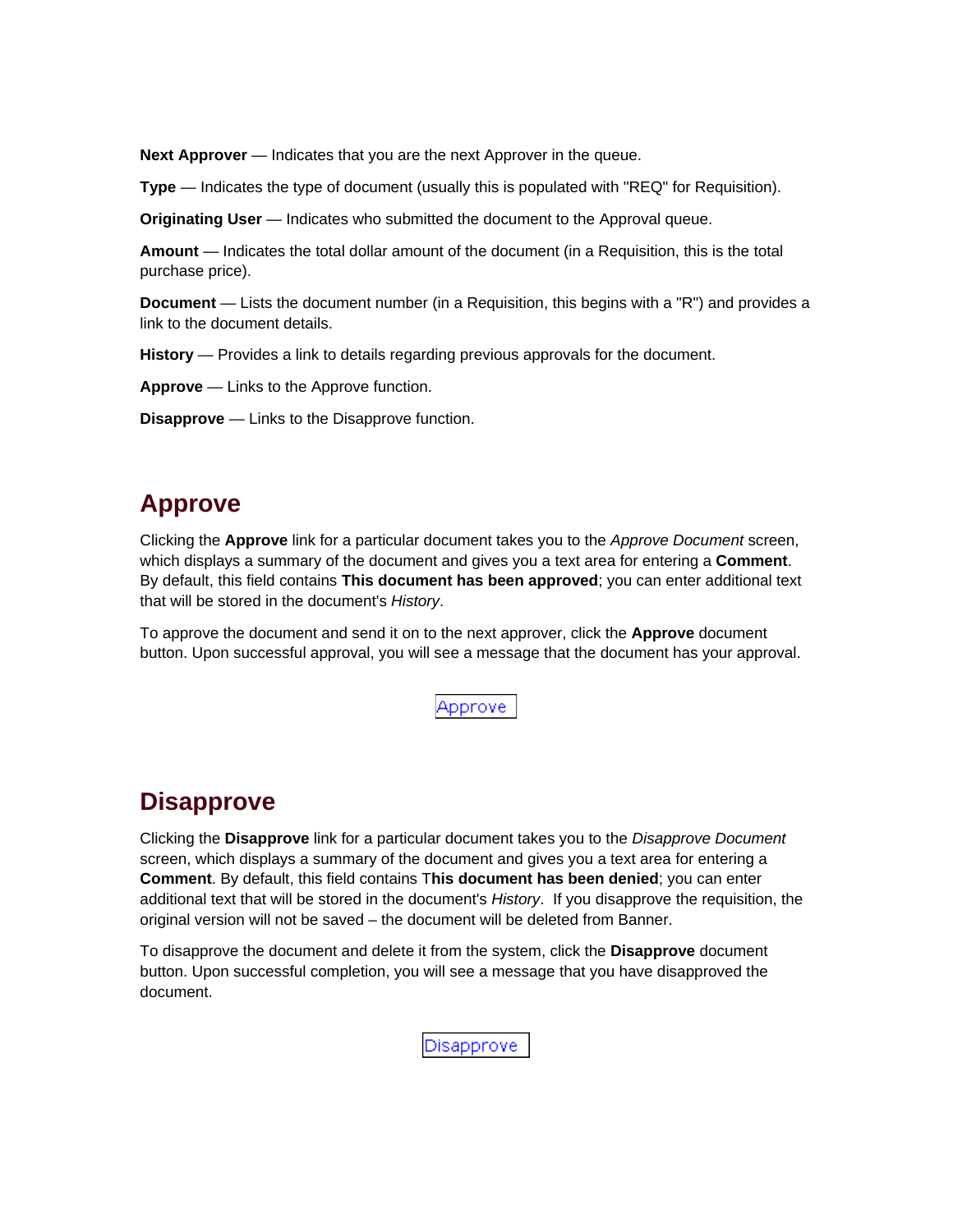**Next Approver** — Indicates that you are the next Approver in the queue.

**Type** — Indicates the type of document (usually this is populated with "REQ" for Requisition).

**Originating User** — Indicates who submitted the document to the Approval queue.

**Amount** — Indicates the total dollar amount of the document (in a Requisition, this is the total purchase price).

**Document** — Lists the document number (in a Requisition, this begins with a "R") and provides a link to the document details.

**History** — Provides a link to details regarding previous approvals for the document.

**Approve** — Links to the Approve function.

**Disapprove** — Links to the Disapprove function.

## Approve

Clicking the **Approve** link for a particular document takes you to the *Approve Document* screen, which displays a summary of the document and gives you a text area for entering a **Comment**. By default, this field contains **This document has been approved**; you can enter additional text that will be stored in the document's *History*.

To approve the document and send it on to the next approver, click the **Approve** document button. Upon successful approval, you will see a message that the document has your approval.

Approve

## Disapprove

Clicking the **Disapprove** link for a particular document takes you to the *Disapprove Document* screen, which displays a summary of the document and gives you a text area for entering a **Comment**. By default, this field contains T**his document has been denied**; you can enter additional text that will be stored in the document's *History*. If you disapprove the requisition, the original version will not be saved – the document will be deleted from Banner.

To disapprove the document and delete it from the system, click the **Disapprove** document button. Upon successful completion, you will see a message that you have disapproved the document.

Disapprove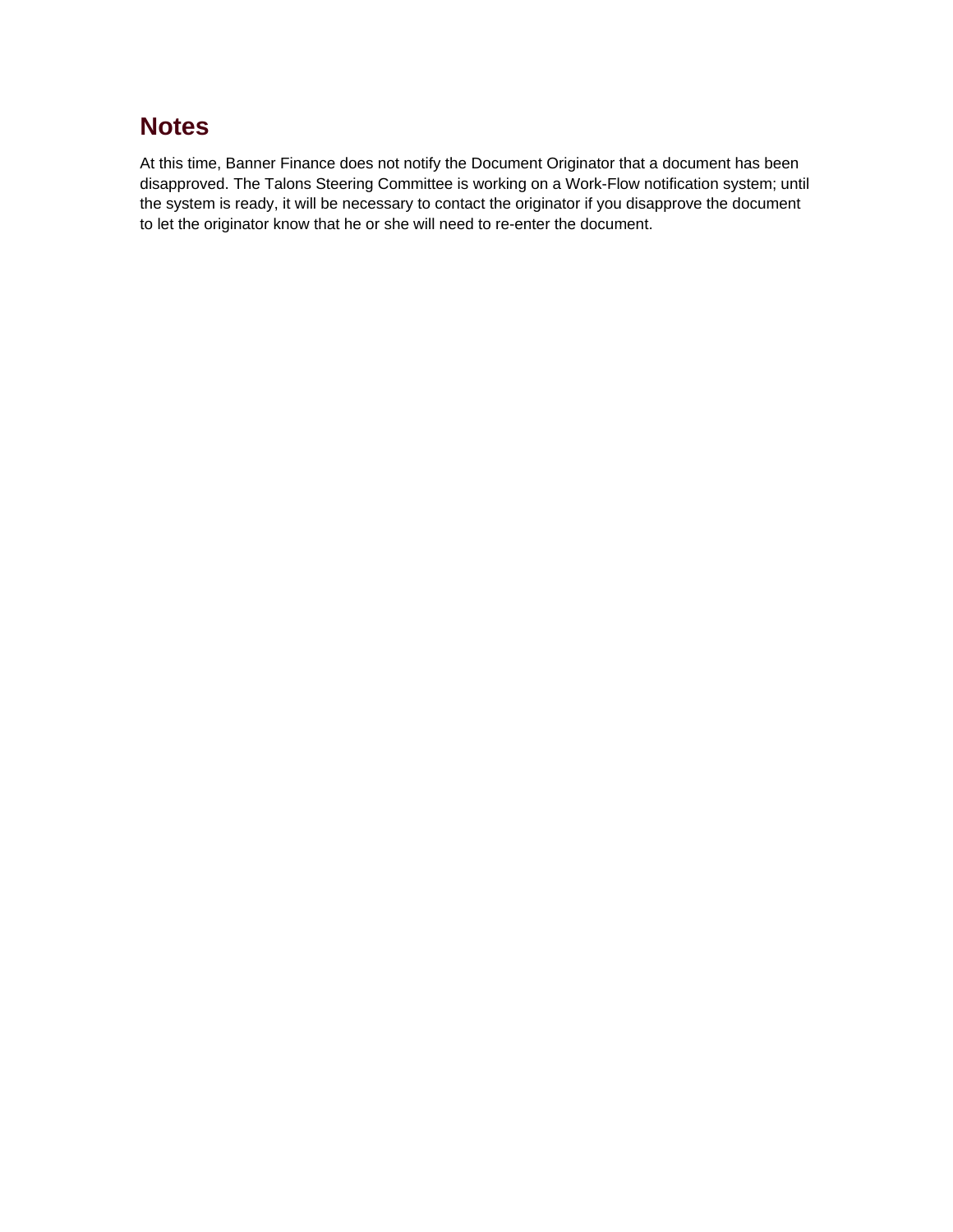## Notes

At this time, Banner Finance does not notify the Document Originator that a document has been disapproved. The Talons Steering Committee is working on a Work-Flow notification system; until the system is ready, it will be necessary to contact the originator if you disapprove the document to let the originator know that he or she will need to re-enter the document.